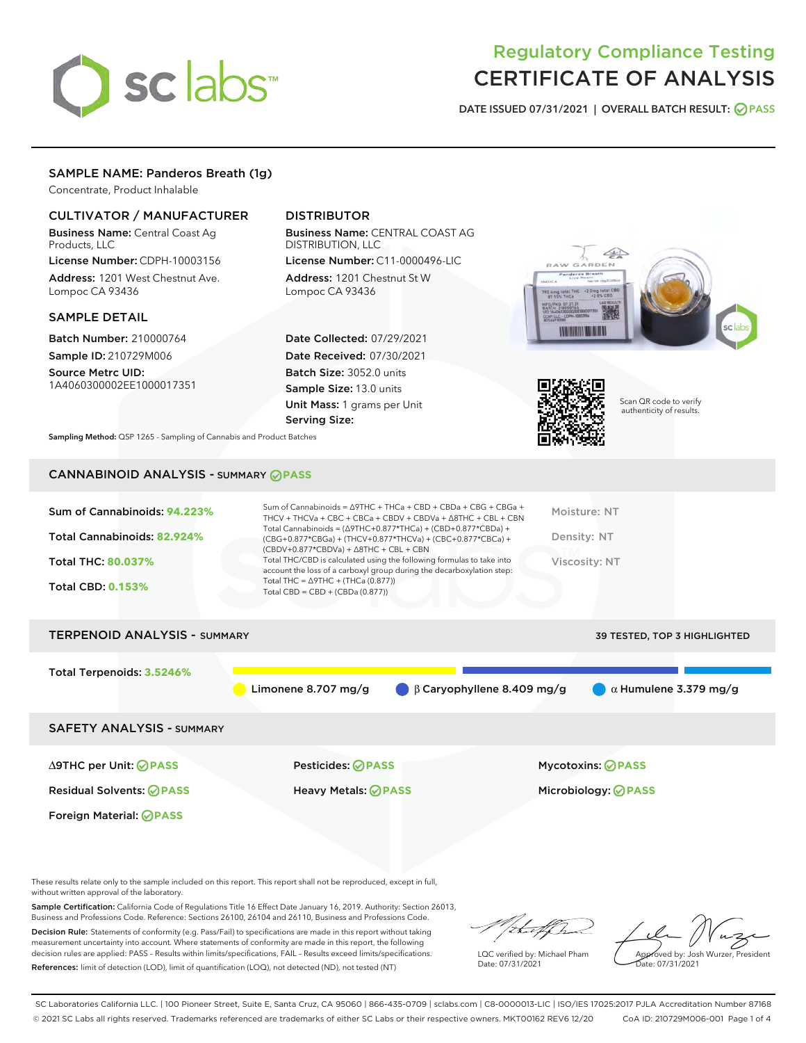# Regulatory Compliance Testing
# CERTIFICATE OF ANALYSIS

DATE ISSUED 07/31/2021 | OVERALL BATCH RESULT: PASS

## SAMPLE NAME: Panderos Breath (1g)

Concentrate, Product Inhalable

### CULTIVATOR / MANUFACTURER

**Business Name:** Central Coast Ag Products, LLC

**License Number:** CDPH-10003156

**Address:** 1201 West Chestnut Ave. Lompoc CA 93436

### DISTRIBUTOR

**Business Name:** CENTRAL COAST AG DISTRIBUTION, LLC

**License Number:** C11-0000496-LIC

**Address:** 1201 Chestnut St W Lompoc CA 93436

### SAMPLE DETAIL

**Batch Number:** 210000764

**Sample ID:** 210729M006

**Source Metrc UID:** 1A4060300002EE1000017351

**Date Collected:** 07/29/2021

**Date Received:** 07/30/2021

**Batch Size:** 3052.0 units

**Sample Size:** 13.0 units

**Unit Mass:** 1 grams per Unit

**Serving Size:**

Scan QR code to verify authenticity of results.

**Sampling Method:** QSP 1265 - Sampling of Cannabis and Product Batches

## CANNABINOID ANALYSIS - SUMMARY PASS

Sum of Cannabinoids: **94.223%**

Total Cannabinoids: **82.924%**

Total THC: **80.037%**

Total CBD: **0.153%**

Sum of Cannabinoids = Δ9THC + THCa + CBD + CBDa + CBG + CBGa + THCV + THCVa + CBC + CBCa + CBDV + CBDVa + Δ8THC + CBL + CBN

Total Cannabinoids = (Δ9THC+0.877*THCa) + (CBD+0.877*CBDa) + (CBG+0.877*CBGa) + (THCV+0.877*THCVa) + (CBC+0.877*CBCa) + (CBDV+0.877*CBDVa) + Δ8THC + CBL + CBN

Total THC/CBD is calculated using the following formulas to take into account the loss of a carboxyl group during the decarboxylation step:

Total THC = Δ9THC + (THCa (0.877))

Total CBD = CBD + (CBDa (0.877))

Moisture: NT

Density: NT

Viscosity: NT

## TERPENOID ANALYSIS - SUMMARY

39 TESTED, TOP 3 HIGHLIGHTED

Total Terpenoids: **3.5246%**

Limonene 8.707 mg/g | β Caryophyllene 8.409 mg/g | α Humulene 3.379 mg/g

## SAFETY ANALYSIS - SUMMARY

Δ9THC per Unit: PASS

Pesticides: PASS

Mycotoxins: PASS

Residual Solvents: PASS

Heavy Metals: PASS

Microbiology: PASS

Foreign Material: PASS

These results relate only to the sample included on this report. This report shall not be reproduced, except in full, without written approval of the laboratory.

**Sample Certification:** California Code of Regulations Title 16 Effect Date January 16, 2019. Authority: Section 26013, Business and Professions Code. Reference: Sections 26100, 26104 and 26110, Business and Professions Code.

**Decision Rule:** Statements of conformity (e.g. Pass/Fail) to specifications are made in this report without taking measurement uncertainty into account. Where statements of conformity are made in this report, the following decision rules are applied: PASS – Results within limits/specifications, FAIL – Results exceed limits/specifications.

**References:** limit of detection (LOD), limit of quantification (LOQ), not detected (ND), not tested (NT)

LQC verified by: Michael Pham
Date: 07/31/2021

Approved by: Josh Wurzer, President
Date: 07/31/2021

SC Laboratories California LLC. | 100 Pioneer Street, Suite E, Santa Cruz, CA 95060 | 866-435-0709 | sclabs.com | C8-0000013-LIC | ISO/IES 17025:2017 PJLA Accreditation Number 87168

© 2021 SC Labs all rights reserved. Trademarks referenced are trademarks of either SC Labs or their respective owners. MKT00162 REV6 12/20 CoA ID: 210729M006-001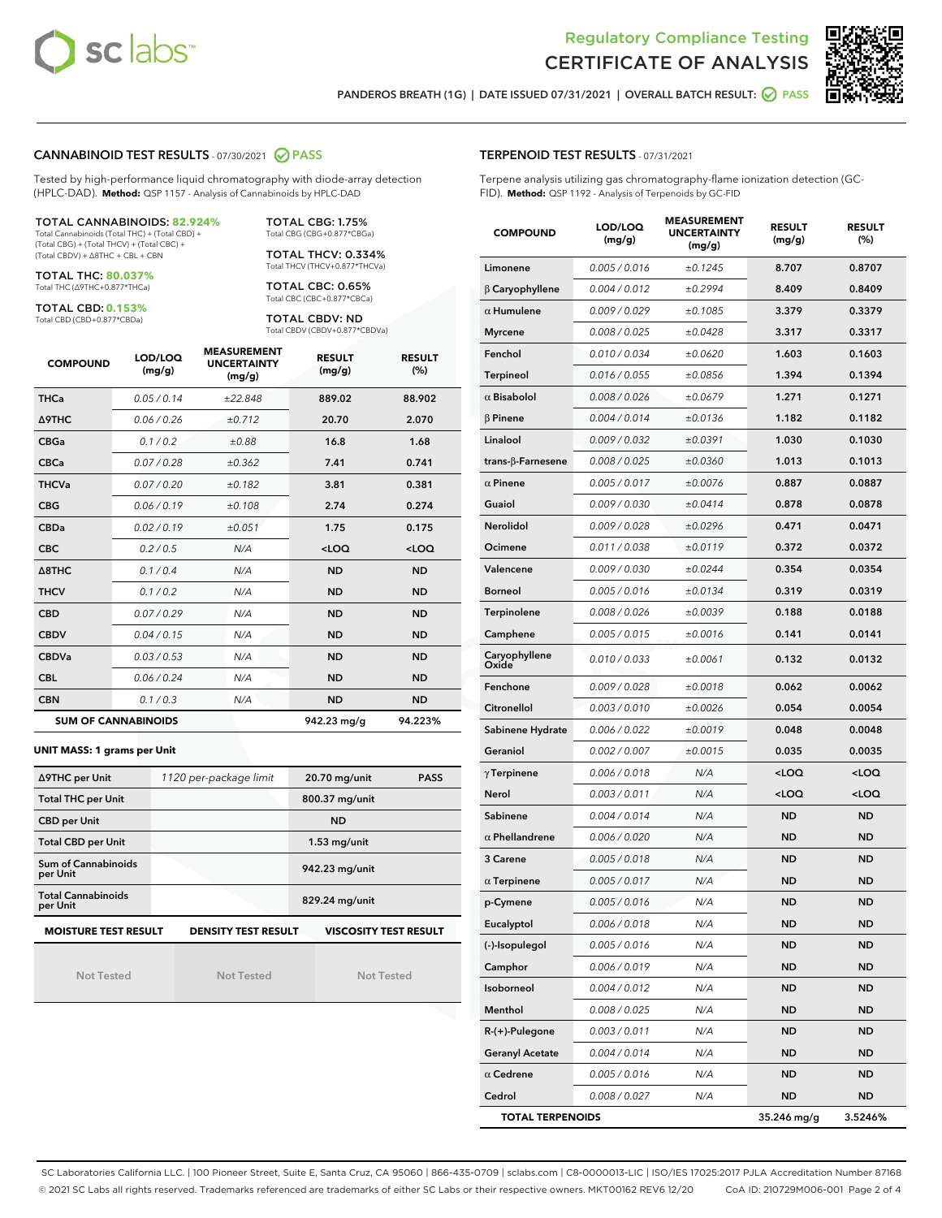# Regulatory Compliance Testing
# CERTIFICATE OF ANALYSIS

PANDEROS BREATH (1G) | DATE ISSUED 07/31/2021 | OVERALL BATCH RESULT: PASS

## CANNABINOID TEST RESULTS - 07/30/2021 PASS

Tested by high-performance liquid chromatography with diode-array detection (HPLC-DAD). **Method:** QSP 1157 - Analysis of Cannabinoids by HPLC-DAD

**TOTAL CANNABINOIDS: 82.924%**
Total Cannabinoids (Total THC) + (Total CBD) + (Total CBG) + (Total THCV) + (Total CBC) + (Total CBDV) + Δ8THC + CBL + CBN

**TOTAL THC: 80.037%**
Total THC (Δ9THC+0.877*THCa)

**TOTAL CBD: 0.153%**
Total CBD (CBD+0.877*CBDa)

**TOTAL CBG: 1.75%**
Total CBG (CBG+0.877*CBGa)

**TOTAL THCV: 0.334%**
Total THCV (THCV+0.877*THCVa)

**TOTAL CBC: 0.65%**
Total CBC (CBC+0.877*CBCa)

**TOTAL CBDV: ND**
Total CBDV (CBDV+0.877*CBDVa)

| COMPOUND | LOD/LOQ (mg/g) | MEASUREMENT UNCERTAINTY (mg/g) | RESULT (mg/g) | RESULT (%) |
|---|---|---|---|---|
| THCa | 0.05 / 0.14 | ±22.848 | 889.02 | 88.902 |
| Δ9THC | 0.06 / 0.26 | ±0.712 | 20.70 | 2.070 |
| CBGa | 0.1 / 0.2 | ±0.88 | 16.8 | 1.68 |
| CBCa | 0.07 / 0.28 | ±0.362 | 7.41 | 0.741 |
| THCVa | 0.07 / 0.20 | ±0.182 | 3.81 | 0.381 |
| CBG | 0.06 / 0.19 | ±0.108 | 2.74 | 0.274 |
| CBDa | 0.02 / 0.19 | ±0.051 | 1.75 | 0.175 |
| CBC | 0.2 / 0.5 | N/A | <LOQ | <LOQ |
| Δ8THC | 0.1 / 0.4 | N/A | ND | ND |
| THCV | 0.1 / 0.2 | N/A | ND | ND |
| CBD | 0.07 / 0.29 | N/A | ND | ND |
| CBDV | 0.04 / 0.15 | N/A | ND | ND |
| CBDVa | 0.03 / 0.53 | N/A | ND | ND |
| CBL | 0.06 / 0.24 | N/A | ND | ND |
| CBN | 0.1 / 0.3 | N/A | ND | ND |
| **SUM OF CANNABINOIDS** | | | 942.23 mg/g | 94.223% |

**UNIT MASS: 1 grams per Unit**

| | | | |
|---|---|---|---|
| Δ9THC per Unit | 1120 per-package limit | 20.70 mg/unit | PASS |
| Total THC per Unit | | 800.37 mg/unit | |
| CBD per Unit | | ND | |
| Total CBD per Unit | | 1.53 mg/unit | |
| Sum of Cannabinoids per Unit | | 942.23 mg/unit | |
| Total Cannabinoids per Unit | | 829.24 mg/unit | |

| MOISTURE TEST RESULT | DENSITY TEST RESULT | VISCOSITY TEST RESULT |
|---|---|---|
| Not Tested | Not Tested | Not Tested |

## TERPENOID TEST RESULTS - 07/31/2021

Terpene analysis utilizing gas chromatography-flame ionization detection (GC-FID). **Method:** QSP 1192 - Analysis of Terpenoids by GC-FID

| COMPOUND | LOD/LOQ (mg/g) | MEASUREMENT UNCERTAINTY (mg/g) | RESULT (mg/g) | RESULT (%) |
|---|---|---|---|---|
| Limonene | 0.005 / 0.016 | ±0.1245 | 8.707 | 0.8707 |
| β Caryophyllene | 0.004 / 0.012 | ±0.2994 | 8.409 | 0.8409 |
| α Humulene | 0.009 / 0.029 | ±0.1085 | 3.379 | 0.3379 |
| Myrcene | 0.008 / 0.025 | ±0.0428 | 3.317 | 0.3317 |
| Fenchol | 0.010 / 0.034 | ±0.0620 | 1.603 | 0.1603 |
| Terpineol | 0.016 / 0.055 | ±0.0856 | 1.394 | 0.1394 |
| α Bisabolol | 0.008 / 0.026 | ±0.0679 | 1.271 | 0.1271 |
| β Pinene | 0.004 / 0.014 | ±0.0136 | 1.182 | 0.1182 |
| Linalool | 0.009 / 0.032 | ±0.0391 | 1.030 | 0.1030 |
| trans-β-Farnesene | 0.008 / 0.025 | ±0.0360 | 1.013 | 0.1013 |
| α Pinene | 0.005 / 0.017 | ±0.0076 | 0.887 | 0.0887 |
| Guaiol | 0.009 / 0.030 | ±0.0414 | 0.878 | 0.0878 |
| Nerolidol | 0.009 / 0.028 | ±0.0296 | 0.471 | 0.0471 |
| Ocimene | 0.011 / 0.038 | ±0.0119 | 0.372 | 0.0372 |
| Valencene | 0.009 / 0.030 | ±0.0244 | 0.354 | 0.0354 |
| Borneol | 0.005 / 0.016 | ±0.0134 | 0.319 | 0.0319 |
| Terpinolene | 0.008 / 0.026 | ±0.0039 | 0.188 | 0.0188 |
| Camphene | 0.005 / 0.015 | ±0.0016 | 0.141 | 0.0141 |
| Caryophyllene Oxide | 0.010 / 0.033 | ±0.0061 | 0.132 | 0.0132 |
| Fenchone | 0.009 / 0.028 | ±0.0018 | 0.062 | 0.0062 |
| Citronellol | 0.003 / 0.010 | ±0.0026 | 0.054 | 0.0054 |
| Sabinene Hydrate | 0.006 / 0.022 | ±0.0019 | 0.048 | 0.0048 |
| Geraniol | 0.002 / 0.007 | ±0.0015 | 0.035 | 0.0035 |
| γ Terpinene | 0.006 / 0.018 | N/A | <LOQ | <LOQ |
| Nerol | 0.003 / 0.011 | N/A | <LOQ | <LOQ |
| Sabinene | 0.004 / 0.014 | N/A | ND | ND |
| α Phellandrene | 0.006 / 0.020 | N/A | ND | ND |
| 3 Carene | 0.005 / 0.018 | N/A | ND | ND |
| α Terpinene | 0.005 / 0.017 | N/A | ND | ND |
| p-Cymene | 0.005 / 0.016 | N/A | ND | ND |
| Eucalyptol | 0.006 / 0.018 | N/A | ND | ND |
| (-)-Isopulegol | 0.005 / 0.016 | N/A | ND | ND |
| Camphor | 0.006 / 0.019 | N/A | ND | ND |
| Isoborneol | 0.004 / 0.012 | N/A | ND | ND |
| Menthol | 0.008 / 0.025 | N/A | ND | ND |
| R-(+)-Pulegone | 0.003 / 0.011 | N/A | ND | ND |
| Geranyl Acetate | 0.004 / 0.014 | N/A | ND | ND |
| α Cedrene | 0.005 / 0.016 | N/A | ND | ND |
| Cedrol | 0.008 / 0.027 | N/A | ND | ND |
| **TOTAL TERPENOIDS** | | | 35.246 mg/g | 3.5246% |

SC Laboratories California LLC. | 100 Pioneer Street, Suite E, Santa Cruz, CA 95060 | 866-435-0709 | sclabs.com | C8-0000013-LIC | ISO/IES 17025:2017 PJLA Accreditation Number 87168
© 2021 SC Labs all rights reserved. Trademarks referenced are trademarks of either SC Labs or their respective owners. MKT00162 REV6 12/20 CoA ID: 210729M006-001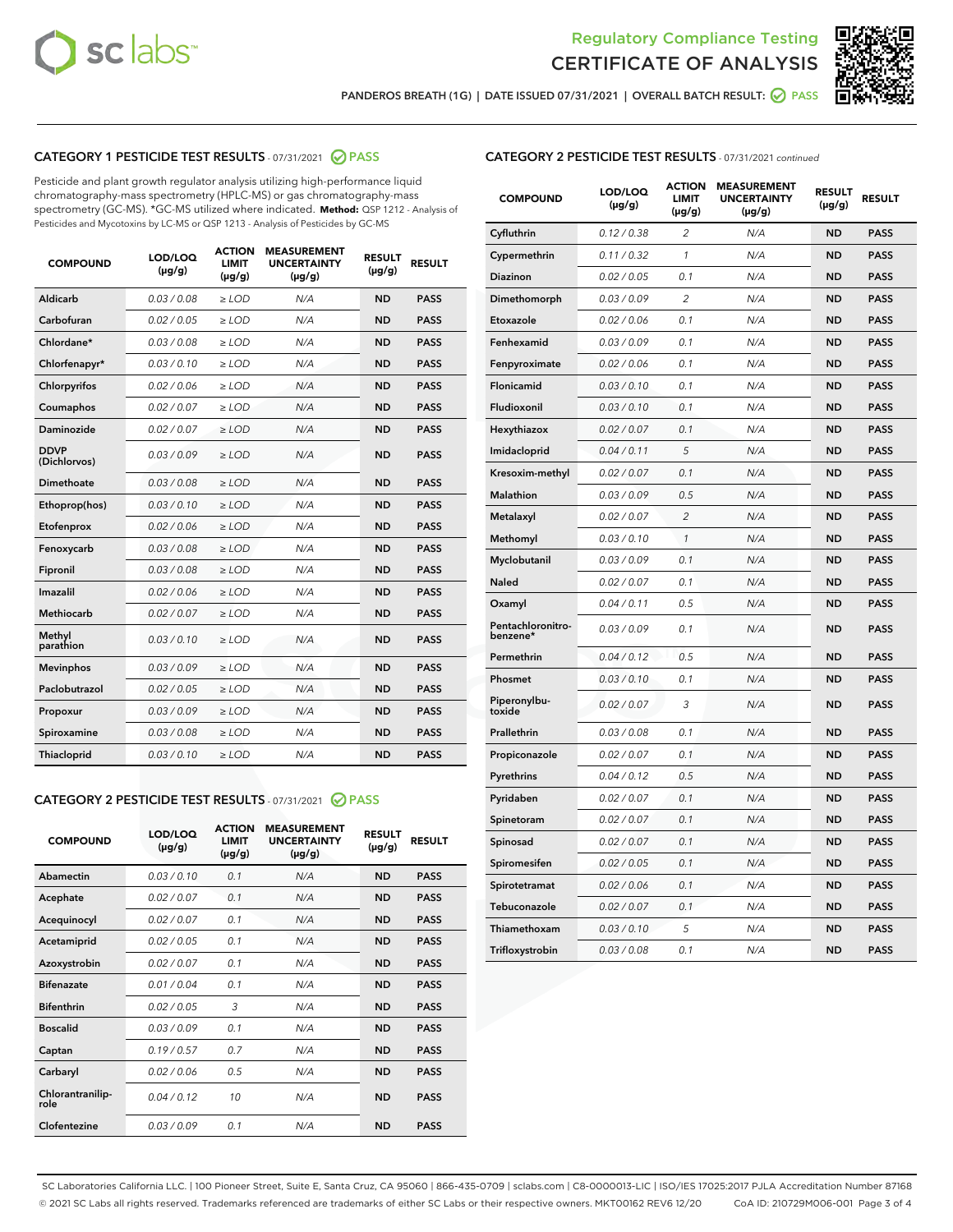Regulatory Compliance Testing
CERTIFICATE OF ANALYSIS

PANDEROS BREATH (1G) | DATE ISSUED 07/31/2021 | OVERALL BATCH RESULT: PASS

## CATEGORY 1 PESTICIDE TEST RESULTS - 07/31/2021 PASS

Pesticide and plant growth regulator analysis utilizing high-performance liquid chromatography-mass spectrometry (HPLC-MS) or gas chromatography-mass spectrometry (GC-MS). *GC-MS utilized where indicated. **Method:** QSP 1212 - Analysis of Pesticides and Mycotoxins by LC-MS or QSP 1213 - Analysis of Pesticides by GC-MS

| COMPOUND | LOD/LOQ (µg/g) | ACTION LIMIT (µg/g) | MEASUREMENT UNCERTAINTY (µg/g) | RESULT (µg/g) | RESULT |
|---|---|---|---|---|---|
| Aldicarb | 0.03 / 0.08 | ≥ LOD | N/A | ND | PASS |
| Carbofuran | 0.02 / 0.05 | ≥ LOD | N/A | ND | PASS |
| Chlordane* | 0.03 / 0.08 | ≥ LOD | N/A | ND | PASS |
| Chlorfenapyr* | 0.03 / 0.10 | ≥ LOD | N/A | ND | PASS |
| Chlorpyrifos | 0.02 / 0.06 | ≥ LOD | N/A | ND | PASS |
| Coumaphos | 0.02 / 0.07 | ≥ LOD | N/A | ND | PASS |
| Daminozide | 0.02 / 0.07 | ≥ LOD | N/A | ND | PASS |
| DDVP (Dichlorvos) | 0.03 / 0.09 | ≥ LOD | N/A | ND | PASS |
| Dimethoate | 0.03 / 0.08 | ≥ LOD | N/A | ND | PASS |
| Ethoprop(hos) | 0.03 / 0.10 | ≥ LOD | N/A | ND | PASS |
| Etofenprox | 0.02 / 0.06 | ≥ LOD | N/A | ND | PASS |
| Fenoxycarb | 0.03 / 0.08 | ≥ LOD | N/A | ND | PASS |
| Fipronil | 0.03 / 0.08 | ≥ LOD | N/A | ND | PASS |
| Imazalil | 0.02 / 0.06 | ≥ LOD | N/A | ND | PASS |
| Methiocarb | 0.02 / 0.07 | ≥ LOD | N/A | ND | PASS |
| Methyl parathion | 0.03 / 0.10 | ≥ LOD | N/A | ND | PASS |
| Mevinphos | 0.03 / 0.09 | ≥ LOD | N/A | ND | PASS |
| Paclobutrazol | 0.02 / 0.05 | ≥ LOD | N/A | ND | PASS |
| Propoxur | 0.03 / 0.09 | ≥ LOD | N/A | ND | PASS |
| Spiroxamine | 0.03 / 0.08 | ≥ LOD | N/A | ND | PASS |
| Thiacloprid | 0.03 / 0.10 | ≥ LOD | N/A | ND | PASS |

## CATEGORY 2 PESTICIDE TEST RESULTS - 07/31/2021 PASS

| COMPOUND | LOD/LOQ (µg/g) | ACTION LIMIT (µg/g) | MEASUREMENT UNCERTAINTY (µg/g) | RESULT (µg/g) | RESULT |
|---|---|---|---|---|---|
| Abamectin | 0.03 / 0.10 | 0.1 | N/A | ND | PASS |
| Acephate | 0.02 / 0.07 | 0.1 | N/A | ND | PASS |
| Acequinocyl | 0.02 / 0.07 | 0.1 | N/A | ND | PASS |
| Acetamiprid | 0.02 / 0.05 | 0.1 | N/A | ND | PASS |
| Azoxystrobin | 0.02 / 0.07 | 0.1 | N/A | ND | PASS |
| Bifenazate | 0.01 / 0.04 | 0.1 | N/A | ND | PASS |
| Bifenthrin | 0.02 / 0.05 | 3 | N/A | ND | PASS |
| Boscalid | 0.03 / 0.09 | 0.1 | N/A | ND | PASS |
| Captan | 0.19 / 0.57 | 0.7 | N/A | ND | PASS |
| Carbaryl | 0.02 / 0.06 | 0.5 | N/A | ND | PASS |
| Chlorantraniliprole | 0.04 / 0.12 | 10 | N/A | ND | PASS |
| Clofentezine | 0.03 / 0.09 | 0.1 | N/A | ND | PASS |
| Cyfluthrin | 0.12 / 0.38 | 2 | N/A | ND | PASS |
| Cypermethrin | 0.11 / 0.32 | 1 | N/A | ND | PASS |
| Diazinon | 0.02 / 0.05 | 0.1 | N/A | ND | PASS |
| Dimethomorph | 0.03 / 0.09 | 2 | N/A | ND | PASS |
| Etoxazole | 0.02 / 0.06 | 0.1 | N/A | ND | PASS |
| Fenhexamid | 0.03 / 0.09 | 0.1 | N/A | ND | PASS |
| Fenpyroximate | 0.02 / 0.06 | 0.1 | N/A | ND | PASS |
| Flonicamid | 0.03 / 0.10 | 0.1 | N/A | ND | PASS |
| Fludioxonil | 0.03 / 0.10 | 0.1 | N/A | ND | PASS |
| Hexythiazox | 0.02 / 0.07 | 0.1 | N/A | ND | PASS |
| Imidacloprid | 0.04 / 0.11 | 5 | N/A | ND | PASS |
| Kresoxim-methyl | 0.02 / 0.07 | 0.1 | N/A | ND | PASS |
| Malathion | 0.03 / 0.09 | 0.5 | N/A | ND | PASS |
| Metalaxyl | 0.02 / 0.07 | 2 | N/A | ND | PASS |
| Methomyl | 0.03 / 0.10 | 1 | N/A | ND | PASS |
| Myclobutanil | 0.03 / 0.09 | 0.1 | N/A | ND | PASS |
| Naled | 0.02 / 0.07 | 0.1 | N/A | ND | PASS |
| Oxamyl | 0.04 / 0.11 | 0.5 | N/A | ND | PASS |
| Pentachloronitrobenzene* | 0.03 / 0.09 | 0.1 | N/A | ND | PASS |
| Permethrin | 0.04 / 0.12 | 0.5 | N/A | ND | PASS |
| Phosmet | 0.03 / 0.10 | 0.1 | N/A | ND | PASS |
| Piperonylbutoxide | 0.02 / 0.07 | 3 | N/A | ND | PASS |
| Prallethrin | 0.03 / 0.08 | 0.1 | N/A | ND | PASS |
| Propiconazole | 0.02 / 0.07 | 0.1 | N/A | ND | PASS |
| Pyrethrins | 0.04 / 0.12 | 0.5 | N/A | ND | PASS |
| Pyridaben | 0.02 / 0.07 | 0.1 | N/A | ND | PASS |
| Spinetoram | 0.02 / 0.07 | 0.1 | N/A | ND | PASS |
| Spinosad | 0.02 / 0.07 | 0.1 | N/A | ND | PASS |
| Spiromesifen | 0.02 / 0.05 | 0.1 | N/A | ND | PASS |
| Spirotetramat | 0.02 / 0.06 | 0.1 | N/A | ND | PASS |
| Tebuconazole | 0.02 / 0.07 | 0.1 | N/A | ND | PASS |
| Thiamethoxam | 0.03 / 0.10 | 5 | N/A | ND | PASS |
| Trifloxystrobin | 0.03 / 0.08 | 0.1 | N/A | ND | PASS |

SC Laboratories California LLC. | 100 Pioneer Street, Suite E, Santa Cruz, CA 95060 | 866-435-0709 | sclabs.com | C8-0000013-LIC | ISO/IES 17025:2017 PJLA Accreditation Number 87168
© 2021 SC Labs all rights reserved. Trademarks referenced are trademarks of either SC Labs or their respective owners. MKT00162 REV6 12/20 CoA ID: 210729M006-001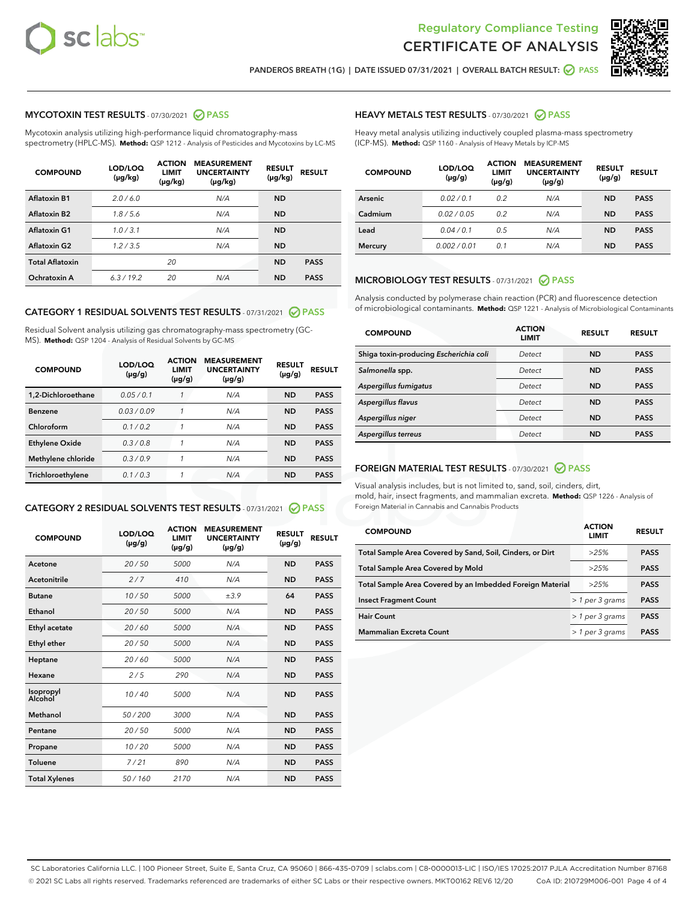# Regulatory Compliance Testing
# CERTIFICATE OF ANALYSIS

PANDEROS BREATH (1G) | DATE ISSUED 07/31/2021 | OVERALL BATCH RESULT: PASS

## MYCOTOXIN TEST RESULTS - 07/30/2021 PASS

Mycotoxin analysis utilizing high-performance liquid chromatography-mass spectrometry (HPLC-MS). **Method:** QSP 1212 - Analysis of Pesticides and Mycotoxins by LC-MS

| COMPOUND | LOD/LOQ (μg/kg) | ACTION LIMIT (μg/kg) | MEASUREMENT UNCERTAINTY (μg/kg) | RESULT (μg/kg) | RESULT |
|---|---|---|---|---|---|
| Aflatoxin B1 | 2.0 / 6.0 | | N/A | ND | |
| Aflatoxin B2 | 1.8 / 5.6 | | N/A | ND | |
| Aflatoxin G1 | 1.0 / 3.1 | | N/A | ND | |
| Aflatoxin G2 | 1.2 / 3.5 | | N/A | ND | |
| Total Aflatoxin | | 20 | | ND | PASS |
| Ochratoxin A | 6.3 / 19.2 | 20 | N/A | ND | PASS |

## CATEGORY 1 RESIDUAL SOLVENTS TEST RESULTS - 07/31/2021 PASS

Residual Solvent analysis utilizing gas chromatography-mass spectrometry (GC-MS). **Method:** QSP 1204 - Analysis of Residual Solvents by GC-MS

| COMPOUND | LOD/LOQ (μg/g) | ACTION LIMIT (μg/g) | MEASUREMENT UNCERTAINTY (μg/g) | RESULT (μg/g) | RESULT |
|---|---|---|---|---|---|
| 1,2-Dichloroethane | 0.05 / 0.1 | 1 | N/A | ND | PASS |
| Benzene | 0.03 / 0.09 | 1 | N/A | ND | PASS |
| Chloroform | 0.1 / 0.2 | 1 | N/A | ND | PASS |
| Ethylene Oxide | 0.3 / 0.8 | 1 | N/A | ND | PASS |
| Methylene chloride | 0.3 / 0.9 | 1 | N/A | ND | PASS |
| Trichloroethylene | 0.1 / 0.3 | 1 | N/A | ND | PASS |

## CATEGORY 2 RESIDUAL SOLVENTS TEST RESULTS - 07/31/2021 PASS

| COMPOUND | LOD/LOQ (μg/g) | ACTION LIMIT (μg/g) | MEASUREMENT UNCERTAINTY (μg/g) | RESULT (μg/g) | RESULT |
|---|---|---|---|---|---|
| Acetone | 20 / 50 | 5000 | N/A | ND | PASS |
| Acetonitrile | 2 / 7 | 410 | N/A | ND | PASS |
| Butane | 10 / 50 | 5000 | ±3.9 | 64 | PASS |
| Ethanol | 20 / 50 | 5000 | N/A | ND | PASS |
| Ethyl acetate | 20 / 60 | 5000 | N/A | ND | PASS |
| Ethyl ether | 20 / 50 | 5000 | N/A | ND | PASS |
| Heptane | 20 / 60 | 5000 | N/A | ND | PASS |
| Hexane | 2 / 5 | 290 | N/A | ND | PASS |
| Isopropyl Alcohol | 10 / 40 | 5000 | N/A | ND | PASS |
| Methanol | 50 / 200 | 3000 | N/A | ND | PASS |
| Pentane | 20 / 50 | 5000 | N/A | ND | PASS |
| Propane | 10 / 20 | 5000 | N/A | ND | PASS |
| Toluene | 7 / 21 | 890 | N/A | ND | PASS |
| Total Xylenes | 50 / 160 | 2170 | N/A | ND | PASS |

## HEAVY METALS TEST RESULTS - 07/30/2021 PASS

Heavy metal analysis utilizing inductively coupled plasma-mass spectrometry (ICP-MS). **Method:** QSP 1160 - Analysis of Heavy Metals by ICP-MS

| COMPOUND | LOD/LOQ (μg/g) | ACTION LIMIT (μg/g) | MEASUREMENT UNCERTAINTY (μg/g) | RESULT (μg/g) | RESULT |
|---|---|---|---|---|---|
| Arsenic | 0.02 / 0.1 | 0.2 | N/A | ND | PASS |
| Cadmium | 0.02 / 0.05 | 0.2 | N/A | ND | PASS |
| Lead | 0.04 / 0.1 | 0.5 | N/A | ND | PASS |
| Mercury | 0.002 / 0.01 | 0.1 | N/A | ND | PASS |

## MICROBIOLOGY TEST RESULTS - 07/31/2021 PASS

Analysis conducted by polymerase chain reaction (PCR) and fluorescence detection of microbiological contaminants. **Method:** QSP 1221 - Analysis of Microbiological Contaminants

| COMPOUND | ACTION LIMIT | RESULT | RESULT |
|---|---|---|---|
| Shiga toxin-producing *Escherichia coli* | Detect | ND | PASS |
| *Salmonella* spp. | Detect | ND | PASS |
| *Aspergillus fumigatus* | Detect | ND | PASS |
| *Aspergillus flavus* | Detect | ND | PASS |
| *Aspergillus niger* | Detect | ND | PASS |
| *Aspergillus terreus* | Detect | ND | PASS |

## FOREIGN MATERIAL TEST RESULTS - 07/30/2021 PASS

Visual analysis includes, but is not limited to, sand, soil, cinders, dirt, mold, hair, insect fragments, and mammalian excreta. **Method:** QSP 1226 - Analysis of Foreign Material in Cannabis and Cannabis Products

| COMPOUND | ACTION LIMIT | RESULT |
|---|---|---|
| Total Sample Area Covered by Sand, Soil, Cinders, or Dirt | >25% | PASS |
| Total Sample Area Covered by Mold | >25% | PASS |
| Total Sample Area Covered by an Imbedded Foreign Material | >25% | PASS |
| Insect Fragment Count | > 1 per 3 grams | PASS |
| Hair Count | > 1 per 3 grams | PASS |
| Mammalian Excreta Count | > 1 per 3 grams | PASS |

SC Laboratories California LLC. | 100 Pioneer Street, Suite E, Santa Cruz, CA 95060 | 866-435-0709 | sclabs.com | C8-0000013-LIC | ISO/IES 17025:2017 PJLA Accreditation Number 87168
© 2021 SC Labs all rights reserved. Trademarks referenced are trademarks of either SC Labs or their respective owners. MKT00162 REV6 12/20 CoA ID: 210729M006-001